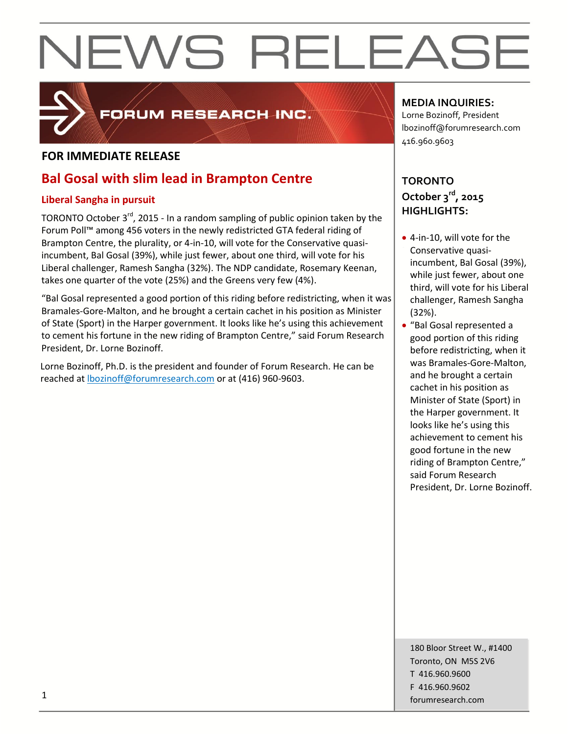# NEWS RELEASE

FORUM RESEARCH INC.

**MEDIA INQUIRIES:**
Lorne Bozinoff, President
lbozinoff@forumresearch.com
416.960.9603

**FOR IMMEDIATE RELEASE**

## Bal Gosal with slim lead in Brampton Centre

### Liberal Sangha in pursuit

TORONTO October 3rd, 2015 - In a random sampling of public opinion taken by the Forum Poll™ among 456 voters in the newly redistricted GTA federal riding of Brampton Centre, the plurality, or 4-in-10, will vote for the Conservative quasi-incumbent, Bal Gosal (39%), while just fewer, about one third, will vote for his Liberal challenger, Ramesh Sangha (32%). The NDP candidate, Rosemary Keenan, takes one quarter of the vote (25%) and the Greens very few (4%).

"Bal Gosal represented a good portion of this riding before redistricting, when it was Bramales-Gore-Malton, and he brought a certain cachet in his position as Minister of State (Sport) in the Harper government. It looks like he's using this achievement to cement his fortune in the new riding of Brampton Centre," said Forum Research President, Dr. Lorne Bozinoff.

Lorne Bozinoff, Ph.D. is the president and founder of Forum Research. He can be reached at lbozinoff@forumresearch.com or at (416) 960-9603.

**TORONTO**
**October 3rd, 2015**
**HIGHLIGHTS:**

- 4-in-10, will vote for the Conservative quasi-incumbent, Bal Gosal (39%), while just fewer, about one third, will vote for his Liberal challenger, Ramesh Sangha (32%).
- "Bal Gosal represented a good portion of this riding before redistricting, when it was Bramales-Gore-Malton, and he brought a certain cachet in his position as Minister of State (Sport) in the Harper government. It looks like he's using this achievement to cement his good fortune in the new riding of Brampton Centre," said Forum Research President, Dr. Lorne Bozinoff.

180 Bloor Street W., #1400
Toronto, ON M5S 2V6
T 416.960.9600
F 416.960.9602
forumresearch.com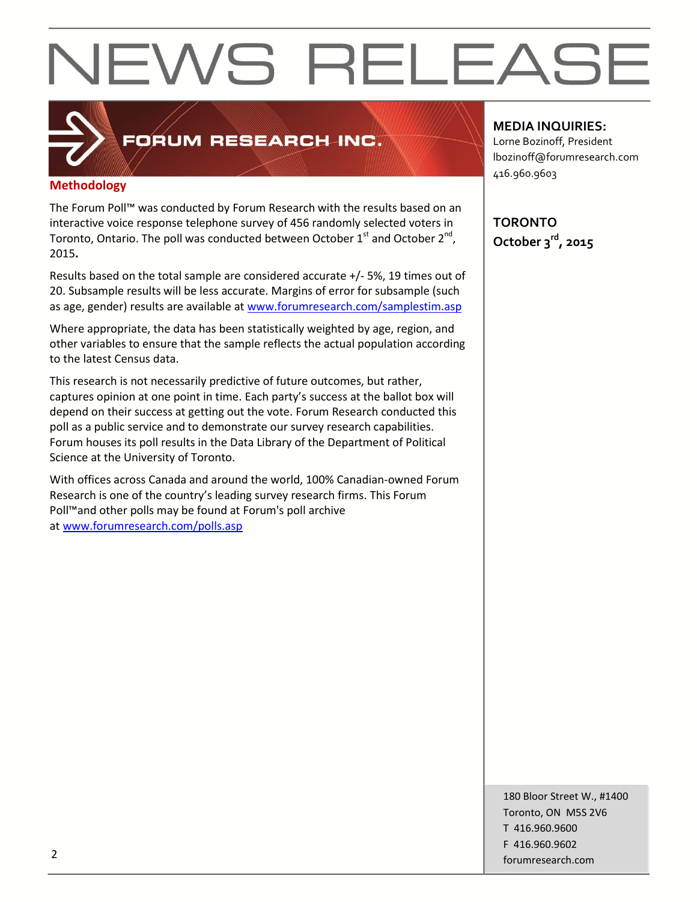# NEWS RELEASE

**FORUM RESEARCH INC.**

## Methodology

The Forum Poll™ was conducted by Forum Research with the results based on an interactive voice response telephone survey of 456 randomly selected voters in Toronto, Ontario. The poll was conducted between October 1st and October 2nd, 2015**.**

Results based on the total sample are considered accurate +/- 5%, 19 times out of 20. Subsample results will be less accurate. Margins of error for subsample (such as age, gender) results are available at www.forumresearch.com/samplestim.asp

Where appropriate, the data has been statistically weighted by age, region, and other variables to ensure that the sample reflects the actual population according to the latest Census data.

This research is not necessarily predictive of future outcomes, but rather, captures opinion at one point in time. Each party's success at the ballot box will depend on their success at getting out the vote. Forum Research conducted this poll as a public service and to demonstrate our survey research capabilities. Forum houses its poll results in the Data Library of the Department of Political Science at the University of Toronto.

With offices across Canada and around the world, 100% Canadian-owned Forum Research is one of the country's leading survey research firms. This Forum Poll™and other polls may be found at Forum's poll archive at www.forumresearch.com/polls.asp

**MEDIA INQUIRIES:**
Lorne Bozinoff, President
lbozinoff@forumresearch.com
416.960.9603

**TORONTO**
**October 3rd, 2015**

180 Bloor Street W., #1400
Toronto, ON M5S 2V6
T 416.960.9600
F 416.960.9602
forumresearch.com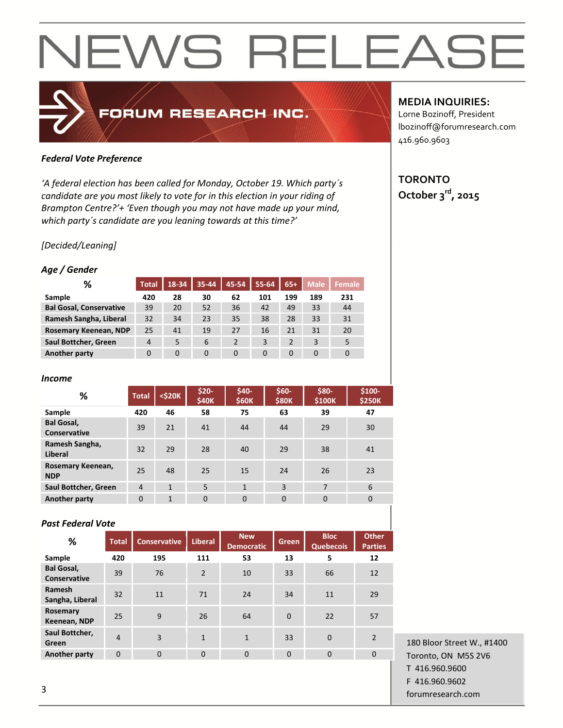# NEWS RELEASE

FORUM RESEARCH INC.

**MEDIA INQUIRIES:**
Lorne Bozinoff, President
lbozinoff@forumresearch.com
416.960.9603

**TORONTO**
**October 3rd, 2015**

***Federal Vote Preference***

*'A federal election has been called for Monday, October 19. Which party´s candidate are you most likely to vote for in this election in your riding of Brampton Centre?'+ 'Even though you may not have made up your mind, which party´s candidate are you leaning towards at this time?'*

*[Decided/Leaning]*

***Age / Gender***

| % | Total | 18-34 | 35-44 | 45-54 | 55-64 | 65+ | Male | Female |
|---|---|---|---|---|---|---|---|---|
| **Sample** | **420** | **28** | **30** | **62** | **101** | **199** | **189** | **231** |
| **Bal Gosal, Conservative** | 39 | 20 | 52 | 36 | 42 | 49 | 33 | 44 |
| **Ramesh Sangha, Liberal** | 32 | 34 | 23 | 35 | 38 | 28 | 33 | 31 |
| **Rosemary Keenean, NDP** | 25 | 41 | 19 | 27 | 16 | 21 | 31 | 20 |
| **Saul Bottcher, Green** | 4 | 5 | 6 | 2 | 3 | 2 | 3 | 5 |
| **Another party** | 0 | 0 | 0 | 0 | 0 | 0 | 0 | 0 |

***Income***

| % | Total | <$20K | $20-$40K | $40-$60K | $60-$80K | $80-$100K | $100-$250K |
|---|---|---|---|---|---|---|---|
| **Sample** | **420** | **46** | **58** | **75** | **63** | **39** | **47** |
| **Bal Gosal, Conservative** | 39 | 21 | 41 | 44 | 44 | 29 | 30 |
| **Ramesh Sangha, Liberal** | 32 | 29 | 28 | 40 | 29 | 38 | 41 |
| **Rosemary Keenean, NDP** | 25 | 48 | 25 | 15 | 24 | 26 | 23 |
| **Saul Bottcher, Green** | 4 | 1 | 5 | 1 | 3 | 7 | 6 |
| **Another party** | 0 | 1 | 0 | 0 | 0 | 0 | 0 |

***Past Federal Vote***

| % | Total | Conservative | Liberal | New Democratic | Green | Bloc Quebecois | Other Parties |
|---|---|---|---|---|---|---|---|
| **Sample** | **420** | **195** | **111** | **53** | **13** | **5** | **12** |
| **Bal Gosal, Conservative** | 39 | 76 | 2 | 10 | 33 | 66 | 12 |
| **Ramesh Sangha, Liberal** | 32 | 11 | 71 | 24 | 34 | 11 | 29 |
| **Rosemary Keenean, NDP** | 25 | 9 | 26 | 64 | 0 | 22 | 57 |
| **Saul Bottcher, Green** | 4 | 3 | 1 | 1 | 33 | 0 | 2 |
| **Another party** | 0 | 0 | 0 | 0 | 0 | 0 | 0 |

180 Bloor Street W., #1400
Toronto, ON M5S 2V6
T 416.960.9600
F 416.960.9602
forumresearch.com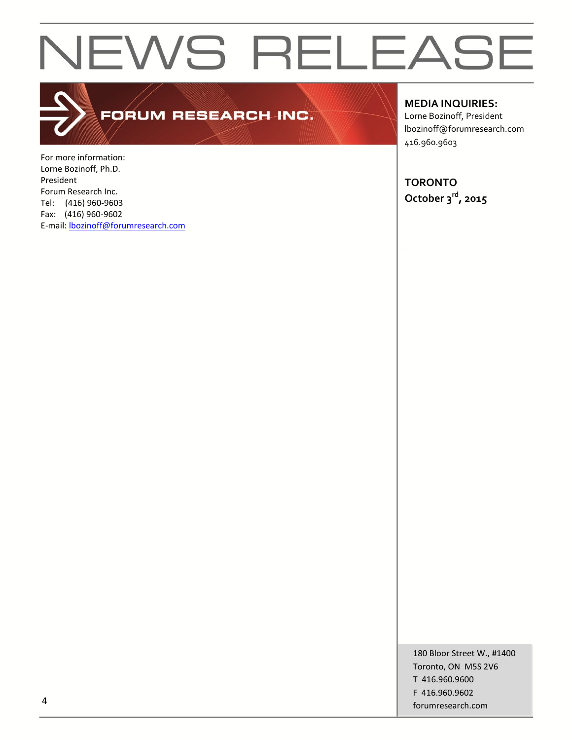# NEWS RELEASE

FORUM RESEARCH INC.

**MEDIA INQUIRIES:**
Lorne Bozinoff, President
lbozinoff@forumresearch.com
416.960.9603

**TORONTO**
**October 3rd, 2015**

For more information:
Lorne Bozinoff, Ph.D.
President
Forum Research Inc.
Tel: (416) 960-9603
Fax: (416) 960-9602
E-mail: lbozinoff@forumresearch.com

180 Bloor Street W., #1400
Toronto, ON M5S 2V6
T 416.960.9600
F 416.960.9602
forumresearch.com